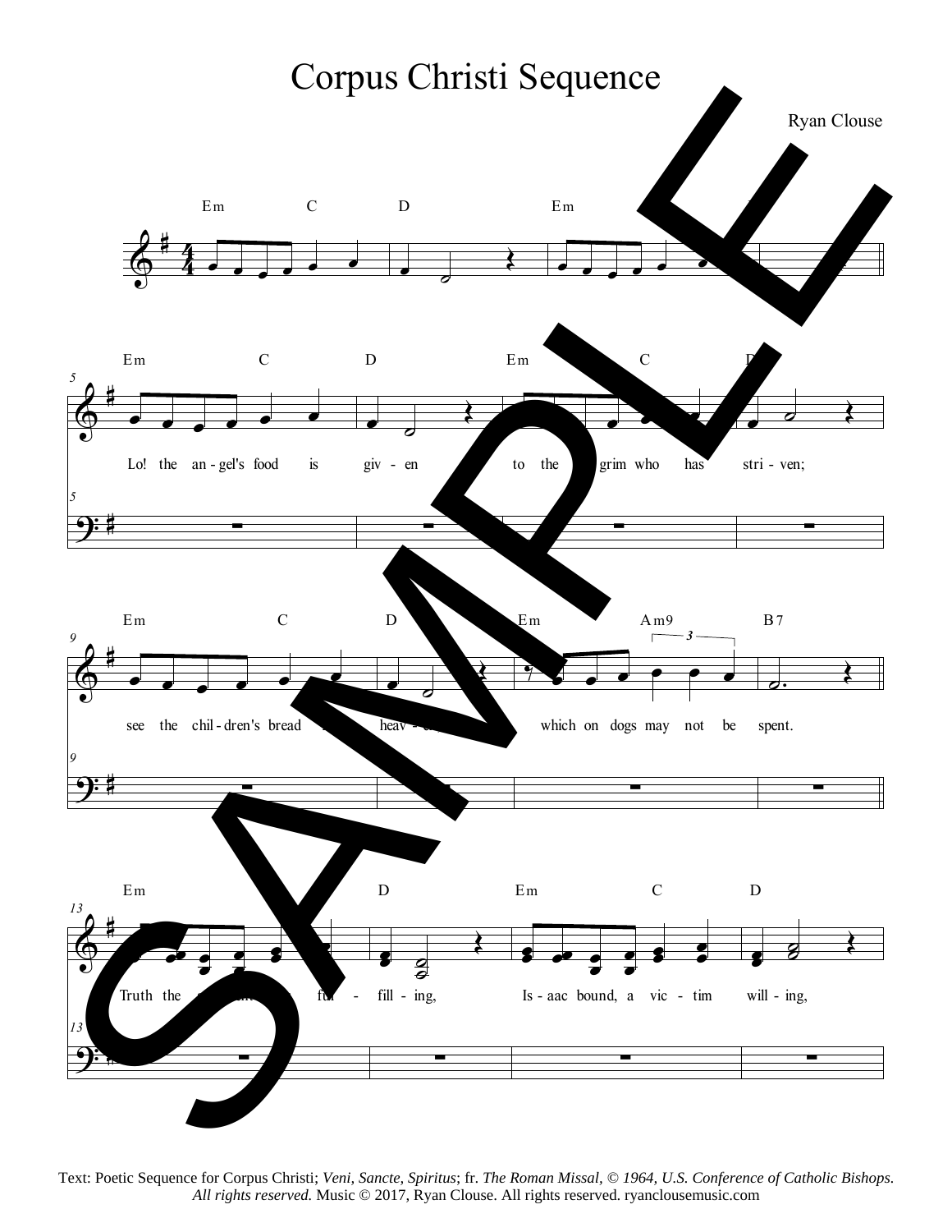# Corpus Christi Sequence

Ryan Clouse

Em C D Em

Em C D Em C D

Lo! the an-gel's food is giv-en to the pil-grim who has stri-ven;

Em C D Em Am9 B7

see the chil-dren's bread from heav-en, which on dogs may not be spent.

Em D Em C D

Truth the ful-fill-ing, Is-aac bound, a vic-tim will-ing,

Text: Poetic Sequence for Corpus Christi; *Veni, Sancte, Spiritus*; fr. *The Roman Missal, © 1964, U.S. Conference of Catholic Bishops. All rights reserved.* Music © 2017, Ryan Clouse. All rights reserved. ryanclousemusic.com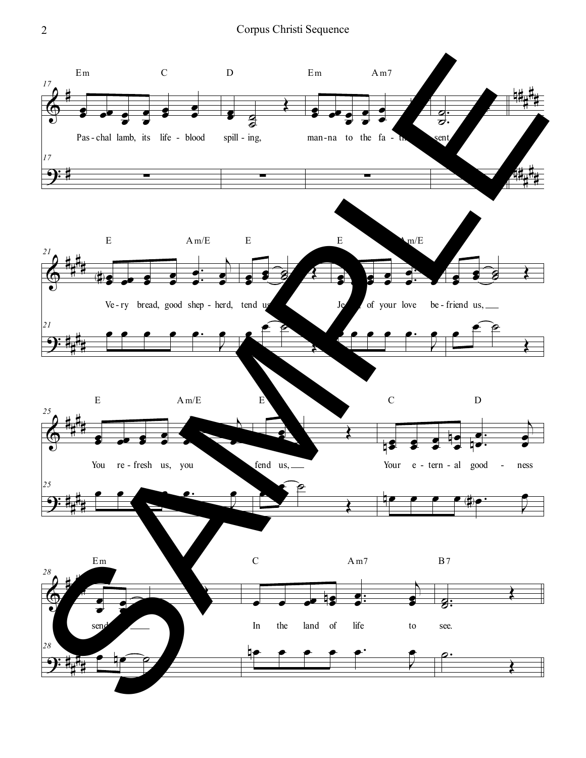17

Em C D Em Am7

Pas-chal lamb, its life-blood spill-ing, man-na to the fa-th... sent

21

E Am/E E E Am/E

Ve-ry bread, good shep-herd, tend us ... Je... of your love be-friend us,

25

E Am/E E C D

You re-fresh us, you ... fend us, Your e-tern-al good-ness

28

Em C Am7 B7

send ... In the land of life to see.

SAMPLE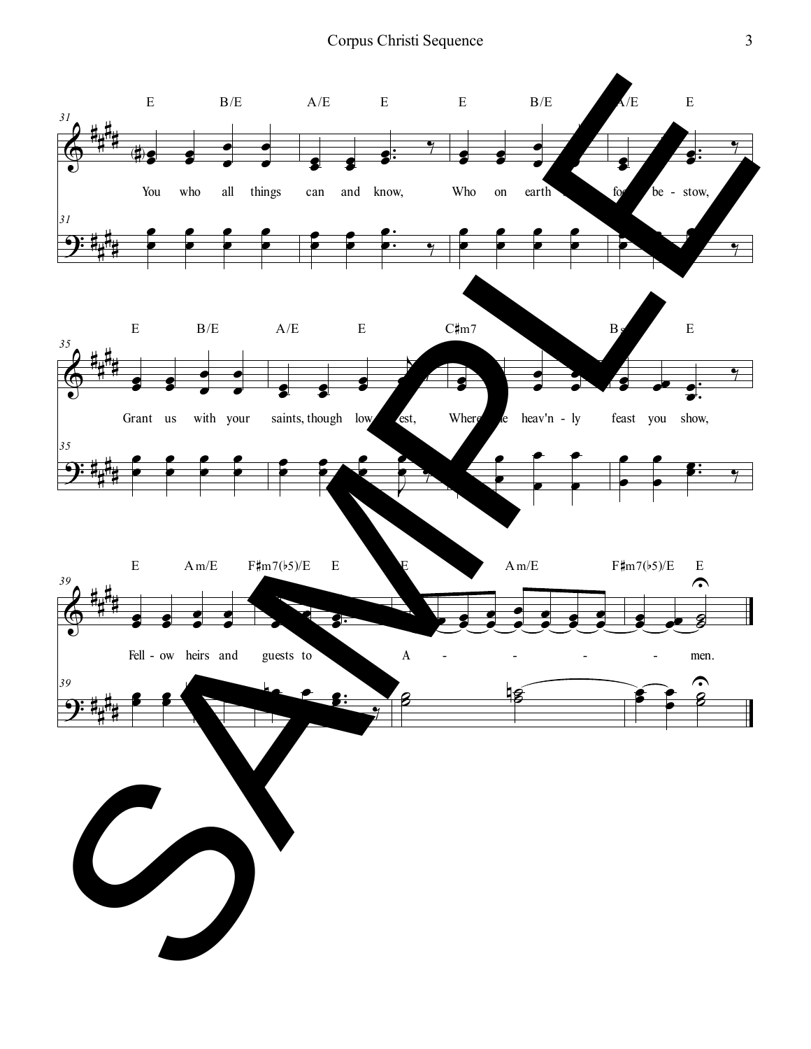E B/E A/E E E B/E A/E E

You who all things can and know, Who on earth such food be - stow,

E B/E A/E E C♯m7 B E

Grant us with your saints, though lowest, Where the heav'n - ly feast you show,

E Am/E F♯m7(♭5)/E E E Am/E F♯m7(♭5)/E E

Fell - ow heirs and guests to be. A - - - - men.

SAMPLE